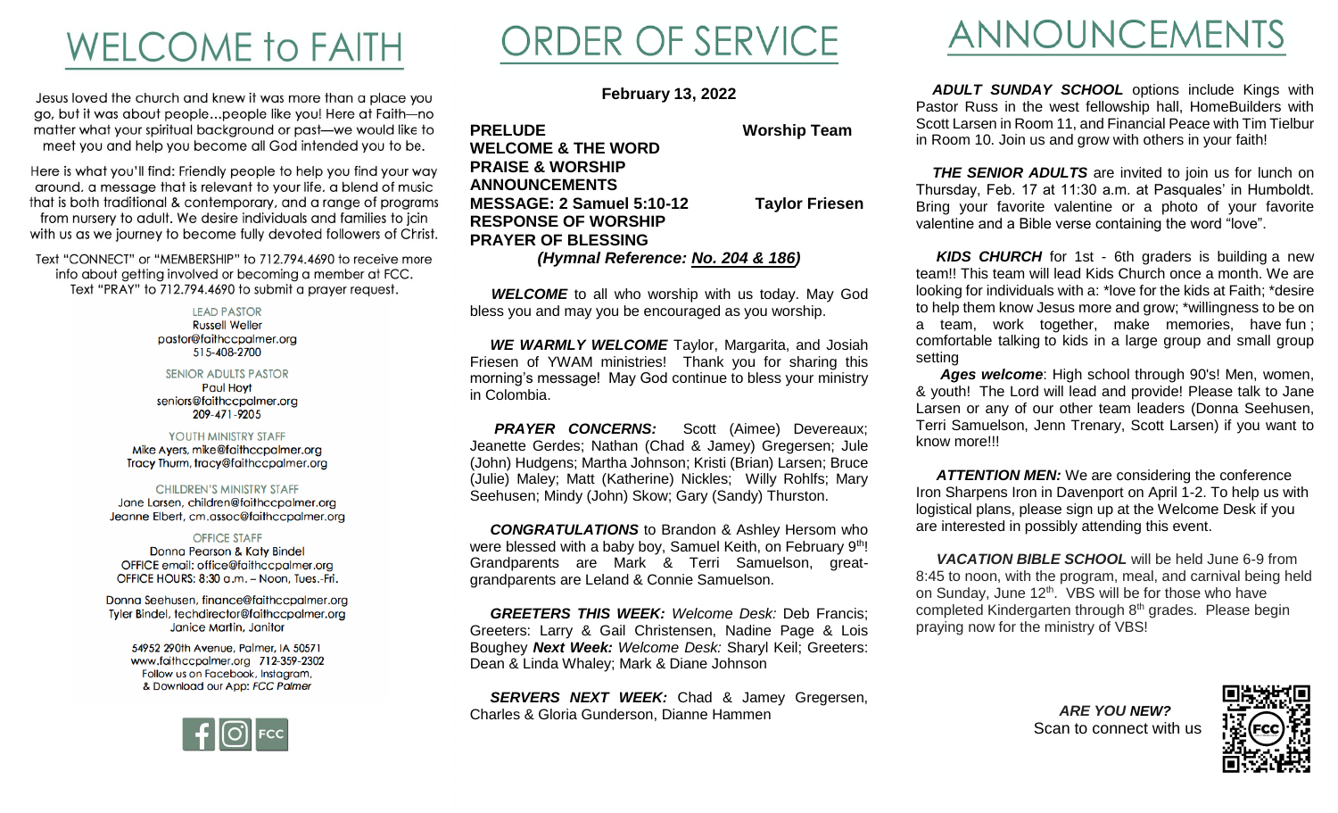# WELCOME to FAITH

Jesus loved the church and knew it was more than a place you go, but it was about people…people like you! Here at Faith—no matter what your spiritual background or past—we would like to meet you and help you become all God intended you to be.

Here is what you'll find: Friendly people to help you find your way around, a message that is relevant to your life, a blend of music that is both traditional & contemporary, and a range of programs from nursery to adult. We desire individuals and families to join with us as we journey to become fully devoted followers of Christ.

Text "CONNECT" or "MEMBERSHIP" to 712.794.4690 to receive more info about getting involved or becoming a member at FCC. Text "PRAY" to 712.794.4690 to submit a prayer request.

LEAD PASTOR
Russell Weller
pastor@faithccpalmer.org
515-408-2700

SENIOR ADULTS PASTOR
Paul Hoyt
seniors@faithccpalmer.org
209-471-9205

YOUTH MINISTRY STAFF
Mike Ayers, mike@faithccpalmer.org
Tracy Thurm, tracy@faithccpalmer.org

CHILDREN'S MINISTRY STAFF
Jane Larsen, children@faithccpalmer.org
Jeanne Elbert, cm.assoc@faithccpalmer.org

OFFICE STAFF
Donna Pearson & Katy Bindel
OFFICE email: office@faithccpalmer.org
OFFICE HOURS: 8:30 a.m. – Noon, Tues.-Fri.

Donna Seehusen, finance@faithccpalmer.org
Tyler Bindel, techdirector@faithccpalmer.org
Janice Martin, Janitor

54952 290th Avenue, Palmer, IA 50571
www.faithccpalmer.org 712-359-2302
Follow us on Facebook, Instagram,
& Download our App: *FCC Palmer*

# ORDER OF SERVICE

**February 13, 2022**

**PRELUDE** — **Worship Team**
**WELCOME & THE WORD**
**PRAISE & WORSHIP**
**ANNOUNCEMENTS**
**MESSAGE: 2 Samuel 5:10-12** — **Taylor Friesen**
**RESPONSE OF WORSHIP**
**PRAYER OF BLESSING**

***(Hymnal Reference: No. 204 & 186)***

***WELCOME*** to all who worship with us today. May God bless you and may you be encouraged as you worship.

***WE WARMLY WELCOME*** Taylor, Margarita, and Josiah Friesen of YWAM ministries! Thank you for sharing this morning's message! May God continue to bless your ministry in Colombia.

***PRAYER CONCERNS:*** Scott (Aimee) Devereaux; Jeanette Gerdes; Nathan (Chad & Jamey) Gregersen; Jule (John) Hudgens; Martha Johnson; Kristi (Brian) Larsen; Bruce (Julie) Maley; Matt (Katherine) Nickles; Willy Rohlfs; Mary Seehusen; Mindy (John) Skow; Gary (Sandy) Thurston.

***CONGRATULATIONS*** to Brandon & Ashley Hersom who were blessed with a baby boy, Samuel Keith, on February 9th! Grandparents are Mark & Terri Samuelson, great-grandparents are Leland & Connie Samuelson.

***GREETERS THIS WEEK:*** *Welcome Desk:* Deb Francis; Greeters: Larry & Gail Christensen, Nadine Page & Lois Boughey ***Next Week:*** *Welcome Desk:* Sharyl Keil; Greeters: Dean & Linda Whaley; Mark & Diane Johnson

***SERVERS NEXT WEEK:*** Chad & Jamey Gregersen, Charles & Gloria Gunderson, Dianne Hammen

# ANNOUNCEMENTS

***ADULT SUNDAY SCHOOL*** options include Kings with Pastor Russ in the west fellowship hall, HomeBuilders with Scott Larsen in Room 11, and Financial Peace with Tim Tielbur in Room 10. Join us and grow with others in your faith!

***THE SENIOR ADULTS*** are invited to join us for lunch on Thursday, Feb. 17 at 11:30 a.m. at Pasquales' in Humboldt. Bring your favorite valentine or a photo of your favorite valentine and a Bible verse containing the word "love".

***KIDS CHURCH*** for 1st - 6th graders is building a new team!! This team will lead Kids Church once a month. We are looking for individuals with a: \*love for the kids at Faith; \*desire to help them know Jesus more and grow; \*willingness to be on a team, work together, make memories, have fun; comfortable talking to kids in a large group and small group setting

***Ages welcome***: High school through 90's! Men, women, & youth! The Lord will lead and provide! Please talk to Jane Larsen or any of our other team leaders (Donna Seehusen, Terri Samuelson, Jenn Trenary, Scott Larsen) if you want to know more!!!

***ATTENTION MEN:*** We are considering the conference Iron Sharpens Iron in Davenport on April 1-2. To help us with logistical plans, please sign up at the Welcome Desk if you are interested in possibly attending this event.

***VACATION BIBLE SCHOOL*** will be held June 6-9 from 8:45 to noon, with the program, meal, and carnival being held on Sunday, June 12th. VBS will be for those who have completed Kindergarten through 8th grades. Please begin praying now for the ministry of VBS!

***ARE YOU NEW?***
Scan to connect with us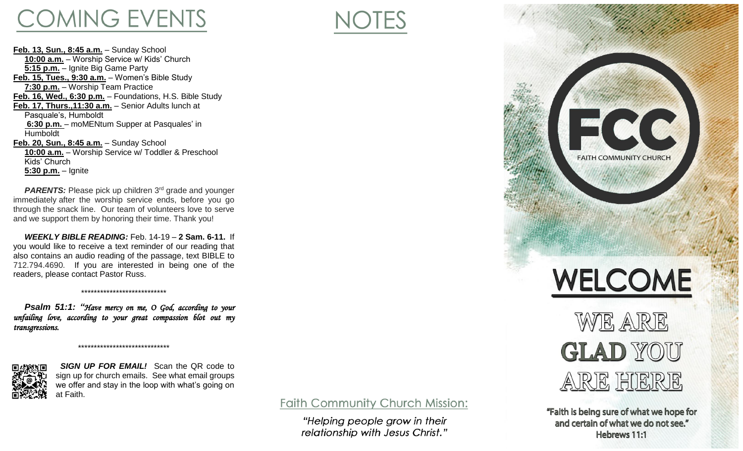# COMING EVENTS

**Feb. 13, Sun., 8:45 a.m.** – Sunday School
**10:00 a.m.** – Worship Service w/ Kids' Church
**5:15 p.m.** – Ignite Big Game Party
**Feb. 15, Tues., 9:30 a.m.** – Women's Bible Study
**7:30 p.m.** – Worship Team Practice
**Feb. 16, Wed., 6:30 p.m.** – Foundations, H.S. Bible Study
**Feb. 17, Thurs.,11:30 a.m.** – Senior Adults lunch at Pasquale's, Humboldt
**6:30 p.m.** – moMENtum Supper at Pasquales' in Humboldt
**Feb. 20, Sun., 8:45 a.m.** – Sunday School
**10:00 a.m.** – Worship Service w/ Toddler & Preschool Kids' Church
**5:30 p.m.** – Ignite

***PARENTS:*** Please pick up children 3rd grade and younger immediately after the worship service ends, before you go through the snack line. Our team of volunteers love to serve and we support them by honoring their time. Thank you!

***WEEKLY BIBLE READING:*** Feb. 14-19 – **2 Sam. 6-11.** If you would like to receive a text reminder of our reading that also contains an audio reading of the passage, text BIBLE to 712.794.4690. If you are interested in being one of the readers, please contact Pastor Russ.

***************************

***Psalm 51:1:*** *"Have mercy on me, O God, according to your unfailing love, according to your great compassion blot out my transgressions.*

*****************************

***SIGN UP FOR EMAIL!*** Scan the QR code to sign up for church emails. See what email groups we offer and stay in the loop with what's going on at Faith.

# NOTES

## Faith Community Church Mission:

*"Helping people grow in their relationship with Jesus Christ."*

FCC
FAITH COMMUNITY CHURCH

# WELCOME

## WE ARE GLAD YOU ARE HERE

**"Faith is being sure of what we hope for and certain of what we do not see." Hebrews 11:1**